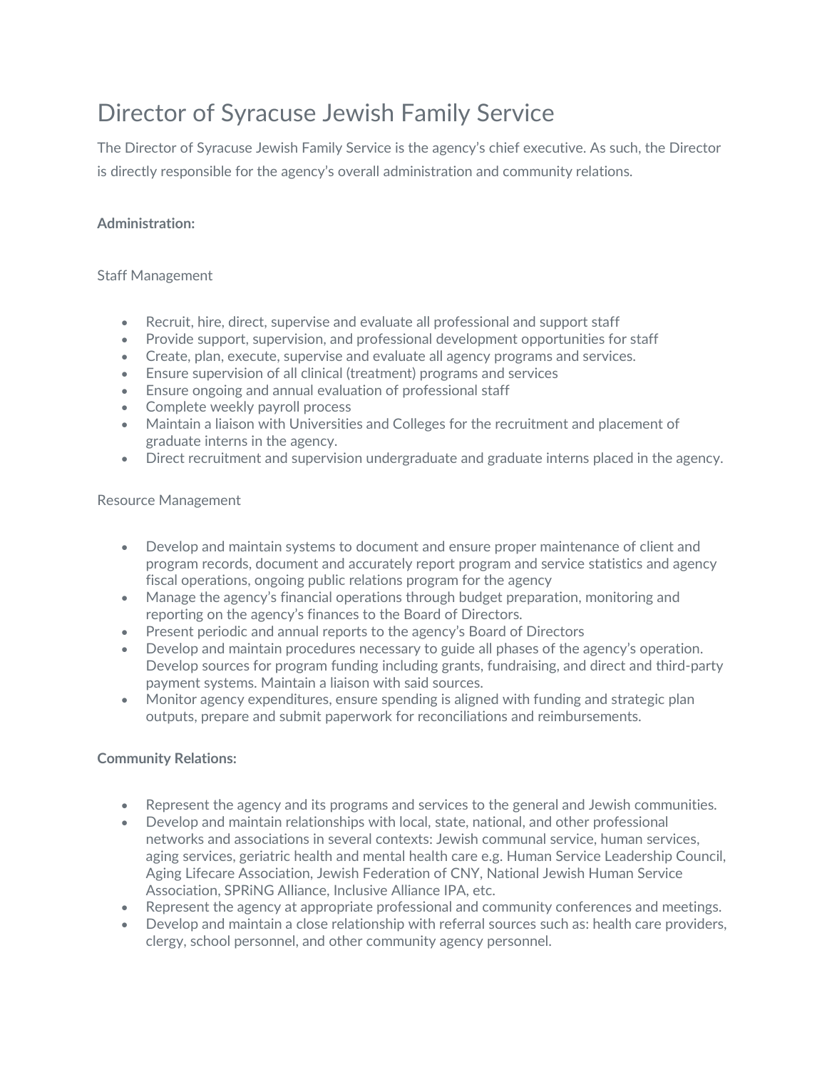# Director of Syracuse Jewish Family Service

The Director of Syracuse Jewish Family Service is the agency's chief executive. As such, the Director is directly responsible for the agency's overall administration and community relations.

**Administration:**

Staff Management

- Recruit, hire, direct, supervise and evaluate all professional and support staff
- Provide support, supervision, and professional development opportunities for staff
- Create, plan, execute, supervise and evaluate all agency programs and services.
- Ensure supervision of all clinical (treatment) programs and services
- Ensure ongoing and annual evaluation of professional staff
- Complete weekly payroll process
- Maintain a liaison with Universities and Colleges for the recruitment and placement of graduate interns in the agency.
- Direct recruitment and supervision undergraduate and graduate interns placed in the agency.

Resource Management

- Develop and maintain systems to document and ensure proper maintenance of client and program records, document and accurately report program and service statistics and agency fiscal operations, ongoing public relations program for the agency
- Manage the agency's financial operations through budget preparation, monitoring and reporting on the agency's finances to the Board of Directors.
- Present periodic and annual reports to the agency's Board of Directors
- Develop and maintain procedures necessary to guide all phases of the agency's operation. Develop sources for program funding including grants, fundraising, and direct and third-party payment systems. Maintain a liaison with said sources.
- Monitor agency expenditures, ensure spending is aligned with funding and strategic plan outputs, prepare and submit paperwork for reconciliations and reimbursements.

**Community Relations:**

- Represent the agency and its programs and services to the general and Jewish communities.
- Develop and maintain relationships with local, state, national, and other professional networks and associations in several contexts: Jewish communal service, human services, aging services, geriatric health and mental health care e.g. Human Service Leadership Council, Aging Lifecare Association, Jewish Federation of CNY, National Jewish Human Service Association, SPRiNG Alliance, Inclusive Alliance IPA, etc.
- Represent the agency at appropriate professional and community conferences and meetings.
- Develop and maintain a close relationship with referral sources such as: health care providers, clergy, school personnel, and other community agency personnel.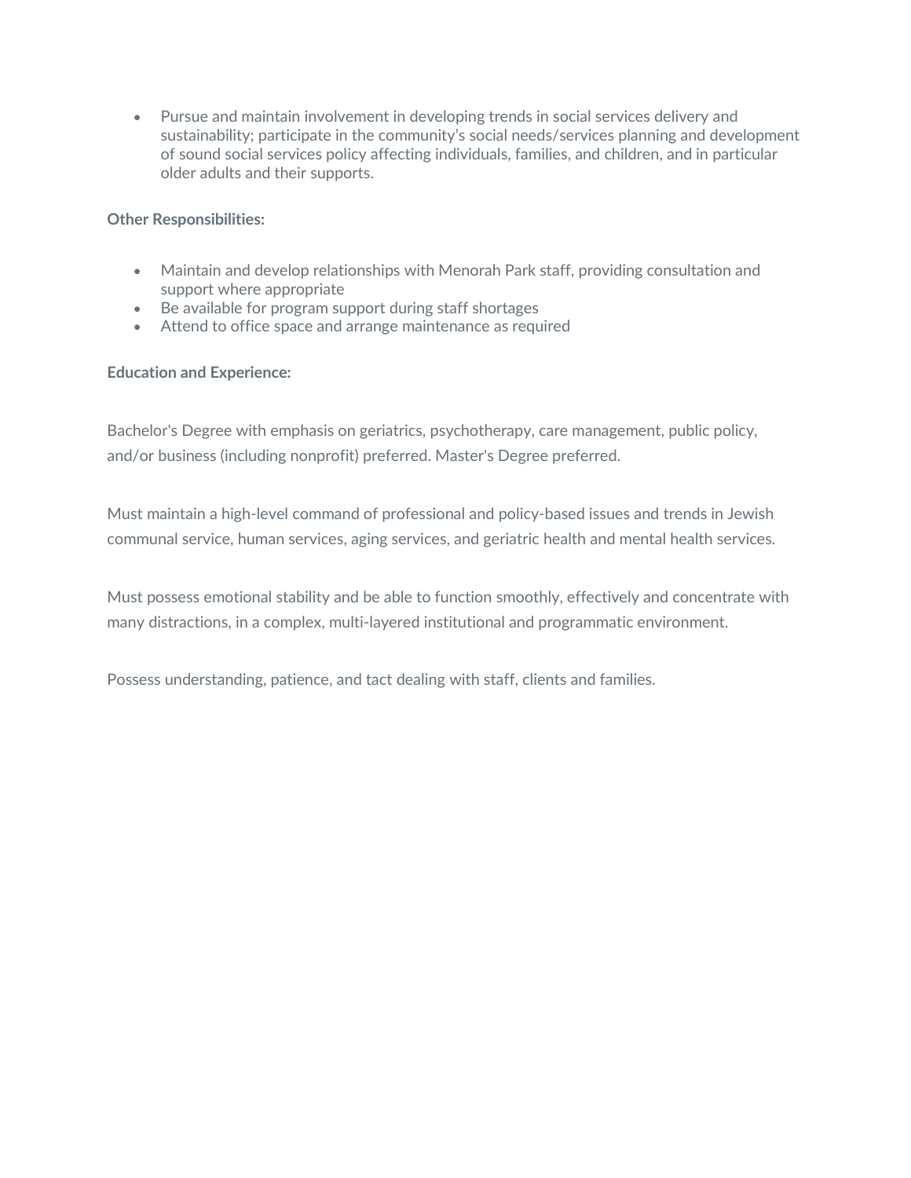- Pursue and maintain involvement in developing trends in social services delivery and sustainability; participate in the community's social needs/services planning and development of sound social services policy affecting individuals, families, and children, and in particular older adults and their supports.

**Other Responsibilities:**

- Maintain and develop relationships with Menorah Park staff, providing consultation and support where appropriate
- Be available for program support during staff shortages
- Attend to office space and arrange maintenance as required

**Education and Experience:**

Bachelor's Degree with emphasis on geriatrics, psychotherapy, care management, public policy, and/or business (including nonprofit) preferred. Master's Degree preferred.

Must maintain a high-level command of professional and policy-based issues and trends in Jewish communal service, human services, aging services, and geriatric health and mental health services.

Must possess emotional stability and be able to function smoothly, effectively and concentrate with many distractions, in a complex, multi-layered institutional and programmatic environment.

Possess understanding, patience, and tact dealing with staff, clients and families.